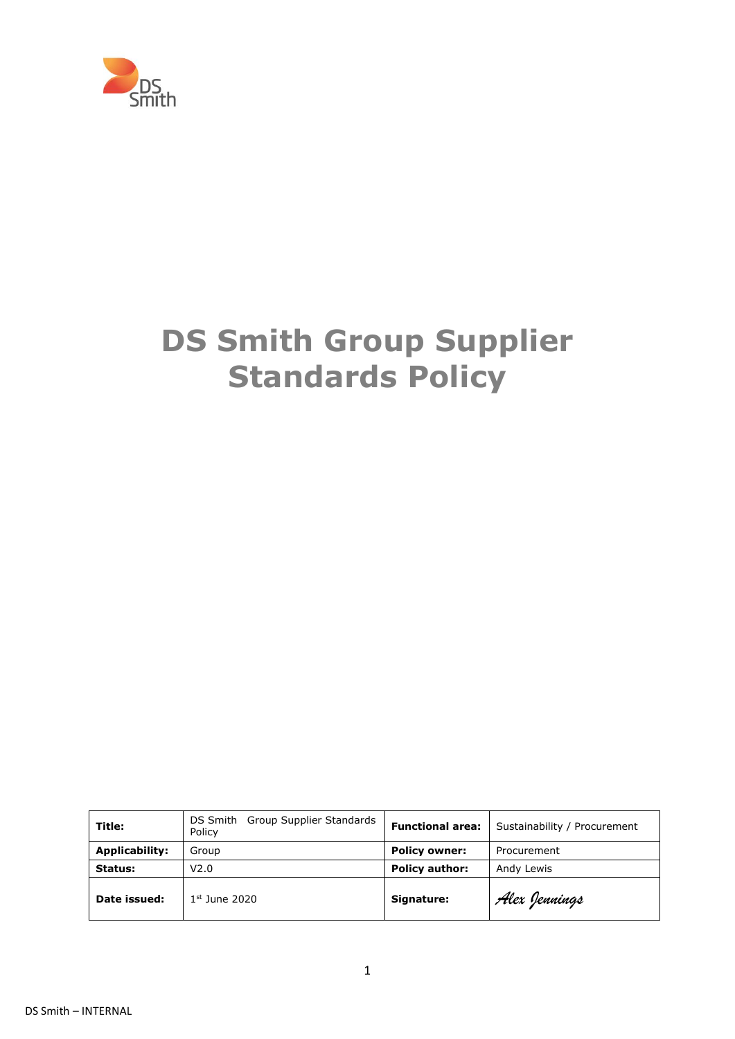# DS Smith Group Supplier Standards Policy

| | | | |
|---|---|---|---|
| **Title:** | DS Smith Group Supplier Standards Policy | **Functional area:** | Sustainability / Procurement |
| **Applicability:** | Group | **Policy owner:** | Procurement |
| **Status:** | V2.0 | **Policy author:** | Andy Lewis |
| **Date issued:** | 1st June 2020 | **Signature:** | Alex Jennings |

DS Smith – INTERNAL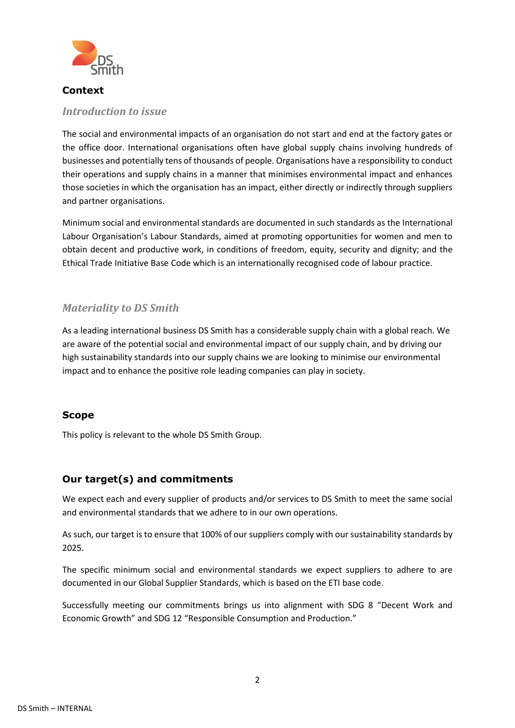## Context

### *Introduction to issue*

The social and environmental impacts of an organisation do not start and end at the factory gates or the office door. International organisations often have global supply chains involving hundreds of businesses and potentially tens of thousands of people. Organisations have a responsibility to conduct their operations and supply chains in a manner that minimises environmental impact and enhances those societies in which the organisation has an impact, either directly or indirectly through suppliers and partner organisations.

Minimum social and environmental standards are documented in such standards as the International Labour Organisation's Labour Standards, aimed at promoting opportunities for women and men to obtain decent and productive work, in conditions of freedom, equity, security and dignity; and the Ethical Trade Initiative Base Code which is an internationally recognised code of labour practice.

### *Materiality to DS Smith*

As a leading international business DS Smith has a considerable supply chain with a global reach. We are aware of the potential social and environmental impact of our supply chain, and by driving our high sustainability standards into our supply chains we are looking to minimise our environmental impact and to enhance the positive role leading companies can play in society.

## Scope

This policy is relevant to the whole DS Smith Group.

## Our target(s) and commitments

We expect each and every supplier of products and/or services to DS Smith to meet the same social and environmental standards that we adhere to in our own operations.

As such, our target is to ensure that 100% of our suppliers comply with our sustainability standards by 2025.

The specific minimum social and environmental standards we expect suppliers to adhere to are documented in our Global Supplier Standards, which is based on the ETI base code.

Successfully meeting our commitments brings us into alignment with SDG 8 "Decent Work and Economic Growth" and SDG 12 "Responsible Consumption and Production."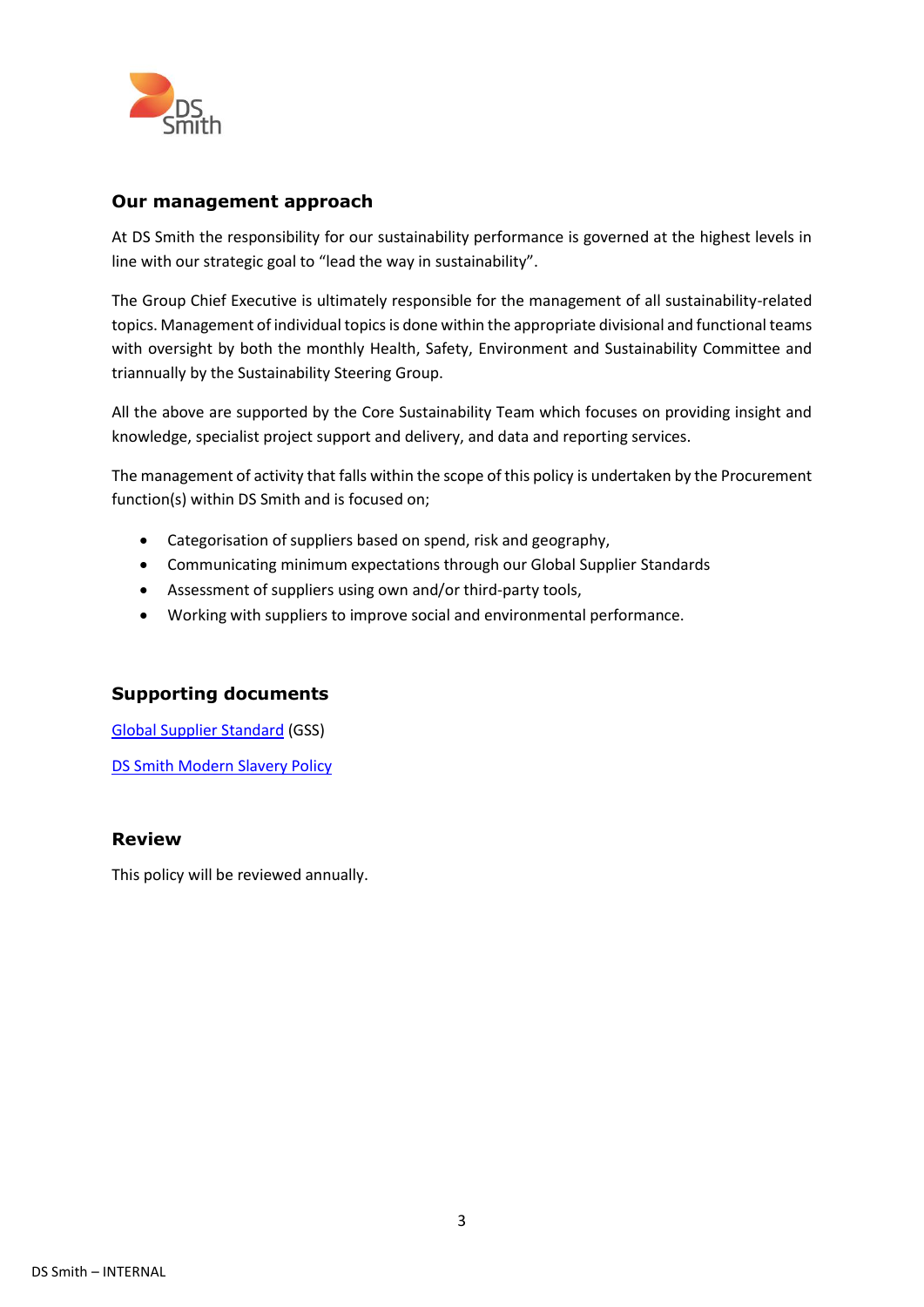## Our management approach

At DS Smith the responsibility for our sustainability performance is governed at the highest levels in line with our strategic goal to "lead the way in sustainability".

The Group Chief Executive is ultimately responsible for the management of all sustainability-related topics. Management of individual topics is done within the appropriate divisional and functional teams with oversight by both the monthly Health, Safety, Environment and Sustainability Committee and triannually by the Sustainability Steering Group.

All the above are supported by the Core Sustainability Team which focuses on providing insight and knowledge, specialist project support and delivery, and data and reporting services.

The management of activity that falls within the scope of this policy is undertaken by the Procurement function(s) within DS Smith and is focused on;

- Categorisation of suppliers based on spend, risk and geography,
- Communicating minimum expectations through our Global Supplier Standards
- Assessment of suppliers using own and/or third-party tools,
- Working with suppliers to improve social and environmental performance.

## Supporting documents

Global Supplier Standard (GSS)

DS Smith Modern Slavery Policy

## Review

This policy will be reviewed annually.